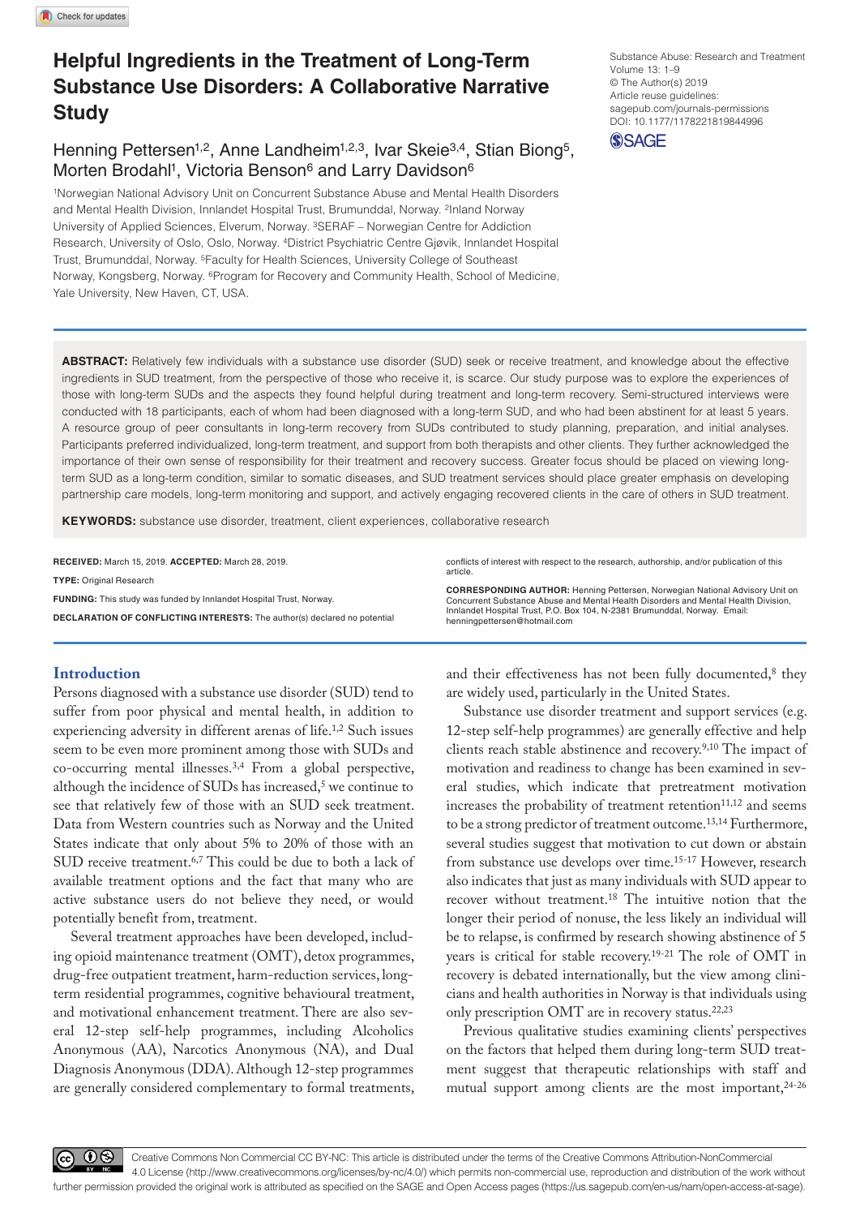# Helpful Ingredients in the Treatment of Long-Term Substance Use Disorders: A Collaborative Narrative Study

Substance Abuse: Research and Treatment
Volume 13: 1–9
© The Author(s) 2019
Article reuse guidelines: sagepub.com/journals-permissions
DOI: 10.1177/1178221819844996

Henning Pettersen[1,2], Anne Landheim[1,2,3], Ivar Skeie[3,4], Stian Biong[5], Morten Brodahl[1], Victoria Benson[6] and Larry Davidson[6]

[1]Norwegian National Advisory Unit on Concurrent Substance Abuse and Mental Health Disorders and Mental Health Division, Innlandet Hospital Trust, Brumunddal, Norway. [2]Inland Norway University of Applied Sciences, Elverum, Norway. [3]SERAF – Norwegian Centre for Addiction Research, University of Oslo, Oslo, Norway. [4]District Psychiatric Centre Gjøvik, Innlandet Hospital Trust, Brumunddal, Norway. [5]Faculty for Health Sciences, University College of Southeast Norway, Kongsberg, Norway. [6]Program for Recovery and Community Health, School of Medicine, Yale University, New Haven, CT, USA.

**ABSTRACT:** Relatively few individuals with a substance use disorder (SUD) seek or receive treatment, and knowledge about the effective ingredients in SUD treatment, from the perspective of those who receive it, is scarce. Our study purpose was to explore the experiences of those with long-term SUDs and the aspects they found helpful during treatment and long-term recovery. Semi-structured interviews were conducted with 18 participants, each of whom had been diagnosed with a long-term SUD, and who had been abstinent for at least 5 years. A resource group of peer consultants in long-term recovery from SUDs contributed to study planning, preparation, and initial analyses. Participants preferred individualized, long-term treatment, and support from both therapists and other clients. They further acknowledged the importance of their own sense of responsibility for their treatment and recovery success. Greater focus should be placed on viewing long-term SUD as a long-term condition, similar to somatic diseases, and SUD treatment services should place greater emphasis on developing partnership care models, long-term monitoring and support, and actively engaging recovered clients in the care of others in SUD treatment.

**KEYWORDS:** substance use disorder, treatment, client experiences, collaborative research

**RECEIVED:** March 15, 2019. **ACCEPTED:** March 28, 2019.

**TYPE:** Original Research

**FUNDING:** This study was funded by Innlandet Hospital Trust, Norway.

**DECLARATION OF CONFLICTING INTERESTS:** The author(s) declared no potential conflicts of interest with respect to the research, authorship, and/or publication of this article.

**CORRESPONDING AUTHOR:** Henning Pettersen, Norwegian National Advisory Unit on Concurrent Substance Abuse and Mental Health Disorders and Mental Health Division, Innlandet Hospital Trust, P.O. Box 104, N-2381 Brumunddal, Norway. Email: henningpettersen@hotmail.com

## Introduction

Persons diagnosed with a substance use disorder (SUD) tend to suffer from poor physical and mental health, in addition to experiencing adversity in different arenas of life.[1,2] Such issues seem to be even more prominent among those with SUDs and co-occurring mental illnesses.[3,4] From a global perspective, although the incidence of SUDs has increased,[5] we continue to see that relatively few of those with an SUD seek treatment. Data from Western countries such as Norway and the United States indicate that only about 5% to 20% of those with an SUD receive treatment.[6,7] This could be due to both a lack of available treatment options and the fact that many who are active substance users do not believe they need, or would potentially benefit from, treatment.

Several treatment approaches have been developed, including opioid maintenance treatment (OMT), detox programmes, drug-free outpatient treatment, harm-reduction services, long-term residential programmes, cognitive behavioural treatment, and motivational enhancement treatment. There are also several 12-step self-help programmes, including Alcoholics Anonymous (AA), Narcotics Anonymous (NA), and Dual Diagnosis Anonymous (DDA). Although 12-step programmes are generally considered complementary to formal treatments, and their effectiveness has not been fully documented,[8] they are widely used, particularly in the United States.

Substance use disorder treatment and support services (e.g. 12-step self-help programmes) are generally effective and help clients reach stable abstinence and recovery.[9,10] The impact of motivation and readiness to change has been examined in several studies, which indicate that pretreatment motivation increases the probability of treatment retention[11,12] and seems to be a strong predictor of treatment outcome.[13,14] Furthermore, several studies suggest that motivation to cut down or abstain from substance use develops over time.[15-17] However, research also indicates that just as many individuals with SUD appear to recover without treatment.[18] The intuitive notion that the longer their period of nonuse, the less likely an individual will be to relapse, is confirmed by research showing abstinence of 5 years is critical for stable recovery.[19-21] The role of OMT in recovery is debated internationally, but the view among clinicians and health authorities in Norway is that individuals using only prescription OMT are in recovery status.[22,23]

Previous qualitative studies examining clients' perspectives on the factors that helped them during long-term SUD treatment suggest that therapeutic relationships with staff and mutual support among clients are the most important,[24-26]

Creative Commons Non Commercial CC BY-NC: This article is distributed under the terms of the Creative Commons Attribution-NonCommercial 4.0 License (http://www.creativecommons.org/licenses/by-nc/4.0/) which permits non-commercial use, reproduction and distribution of the work without further permission provided the original work is attributed as specified on the SAGE and Open Access pages (https://us.sagepub.com/en-us/nam/open-access-at-sage).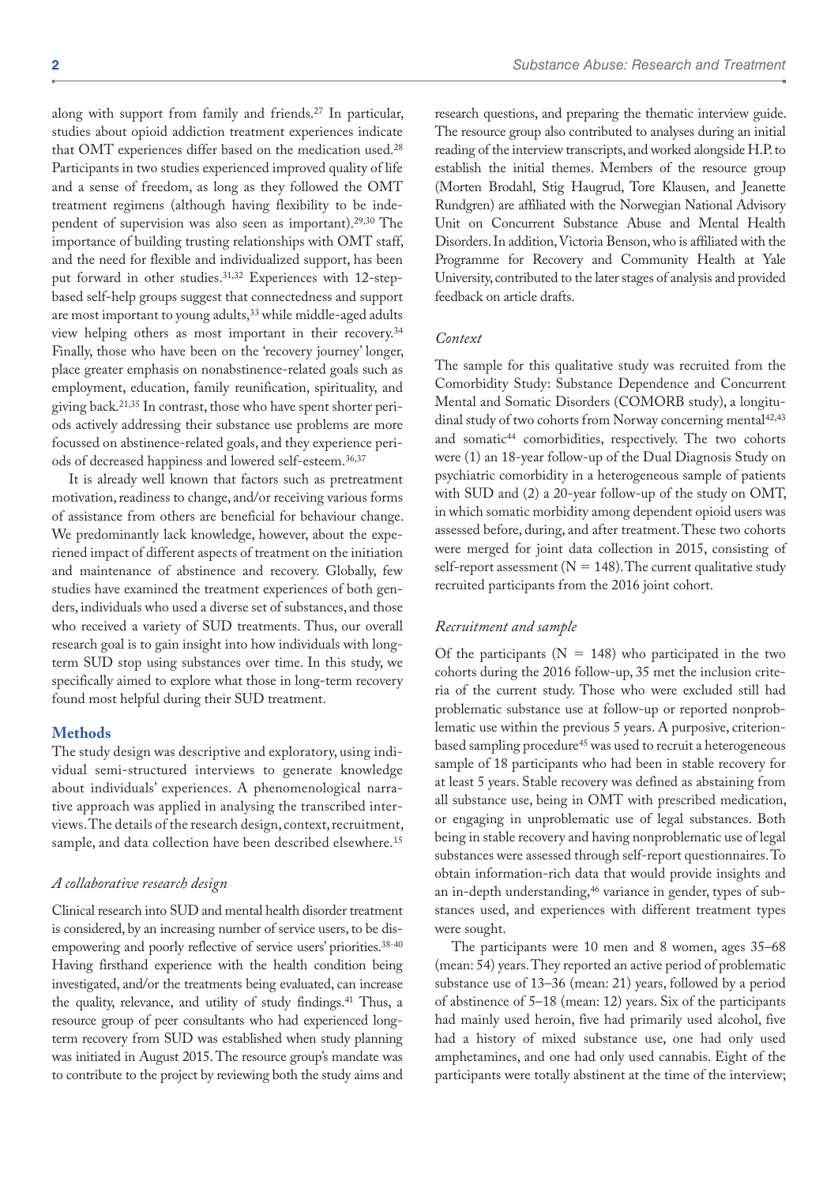along with support from family and friends.[27] In particular, studies about opioid addiction treatment experiences indicate that OMT experiences differ based on the medication used.[28] Participants in two studies experienced improved quality of life and a sense of freedom, as long as they followed the OMT treatment regimens (although having flexibility to be independent of supervision was also seen as important).[29,30] The importance of building trusting relationships with OMT staff, and the need for flexible and individualized support, has been put forward in other studies.[31,32] Experiences with 12-step-based self-help groups suggest that connectedness and support are most important to young adults,[33] while middle-aged adults view helping others as most important in their recovery.[34] Finally, those who have been on the 'recovery journey' longer, place greater emphasis on nonabstinence-related goals such as employment, education, family reunification, spirituality, and giving back.[21,35] In contrast, those who have spent shorter periods actively addressing their substance use problems are more focussed on abstinence-related goals, and they experience periods of decreased happiness and lowered self-esteem.[36,37]

It is already well known that factors such as pretreatment motivation, readiness to change, and/or receiving various forms of assistance from others are beneficial for behaviour change. We predominantly lack knowledge, however, about the experiened impact of different aspects of treatment on the initiation and maintenance of abstinence and recovery. Globally, few studies have examined the treatment experiences of both genders, individuals who used a diverse set of substances, and those who received a variety of SUD treatments. Thus, our overall research goal is to gain insight into how individuals with long-term SUD stop using substances over time. In this study, we specifically aimed to explore what those in long-term recovery found most helpful during their SUD treatment.

## Methods

The study design was descriptive and exploratory, using individual semi-structured interviews to generate knowledge about individuals' experiences. A phenomenological narrative approach was applied in analysing the transcribed interviews. The details of the research design, context, recruitment, sample, and data collection have been described elsewhere.[15]

### *A collaborative research design*

Clinical research into SUD and mental health disorder treatment is considered, by an increasing number of service users, to be disempowering and poorly reflective of service users' priorities.[38-40] Having firsthand experience with the health condition being investigated, and/or the treatments being evaluated, can increase the quality, relevance, and utility of study findings.[41] Thus, a resource group of peer consultants who had experienced long-term recovery from SUD was established when study planning was initiated in August 2015. The resource group's mandate was to contribute to the project by reviewing both the study aims and research questions, and preparing the thematic interview guide. The resource group also contributed to analyses during an initial reading of the interview transcripts, and worked alongside H.P. to establish the initial themes. Members of the resource group (Morten Brodahl, Stig Haugrud, Tore Klausen, and Jeanette Rundgren) are affiliated with the Norwegian National Advisory Unit on Concurrent Substance Abuse and Mental Health Disorders. In addition, Victoria Benson, who is affiliated with the Programme for Recovery and Community Health at Yale University, contributed to the later stages of analysis and provided feedback on article drafts.

### *Context*

The sample for this qualitative study was recruited from the Comorbidity Study: Substance Dependence and Concurrent Mental and Somatic Disorders (COMORB study), a longitudinal study of two cohorts from Norway concerning mental[42,43] and somatic[44] comorbidities, respectively. The two cohorts were (1) an 18-year follow-up of the Dual Diagnosis Study on psychiatric comorbidity in a heterogeneous sample of patients with SUD and (2) a 20-year follow-up of the study on OMT, in which somatic morbidity among dependent opioid users was assessed before, during, and after treatment. These two cohorts were merged for joint data collection in 2015, consisting of self-report assessment (N = 148). The current qualitative study recruited participants from the 2016 joint cohort.

### *Recruitment and sample*

Of the participants (N = 148) who participated in the two cohorts during the 2016 follow-up, 35 met the inclusion criteria of the current study. Those who were excluded still had problematic substance use at follow-up or reported nonproblematic use within the previous 5 years. A purposive, criterion-based sampling procedure[45] was used to recruit a heterogeneous sample of 18 participants who had been in stable recovery for at least 5 years. Stable recovery was defined as abstaining from all substance use, being in OMT with prescribed medication, or engaging in unproblematic use of legal substances. Both being in stable recovery and having nonproblematic use of legal substances were assessed through self-report questionnaires. To obtain information-rich data that would provide insights and an in-depth understanding,[46] variance in gender, types of substances used, and experiences with different treatment types were sought.

The participants were 10 men and 8 women, ages 35–68 (mean: 54) years. They reported an active period of problematic substance use of 13–36 (mean: 21) years, followed by a period of abstinence of 5–18 (mean: 12) years. Six of the participants had mainly used heroin, five had primarily used alcohol, five had a history of mixed substance use, one had only used amphetamines, and one had only used cannabis. Eight of the participants were totally abstinent at the time of the interview;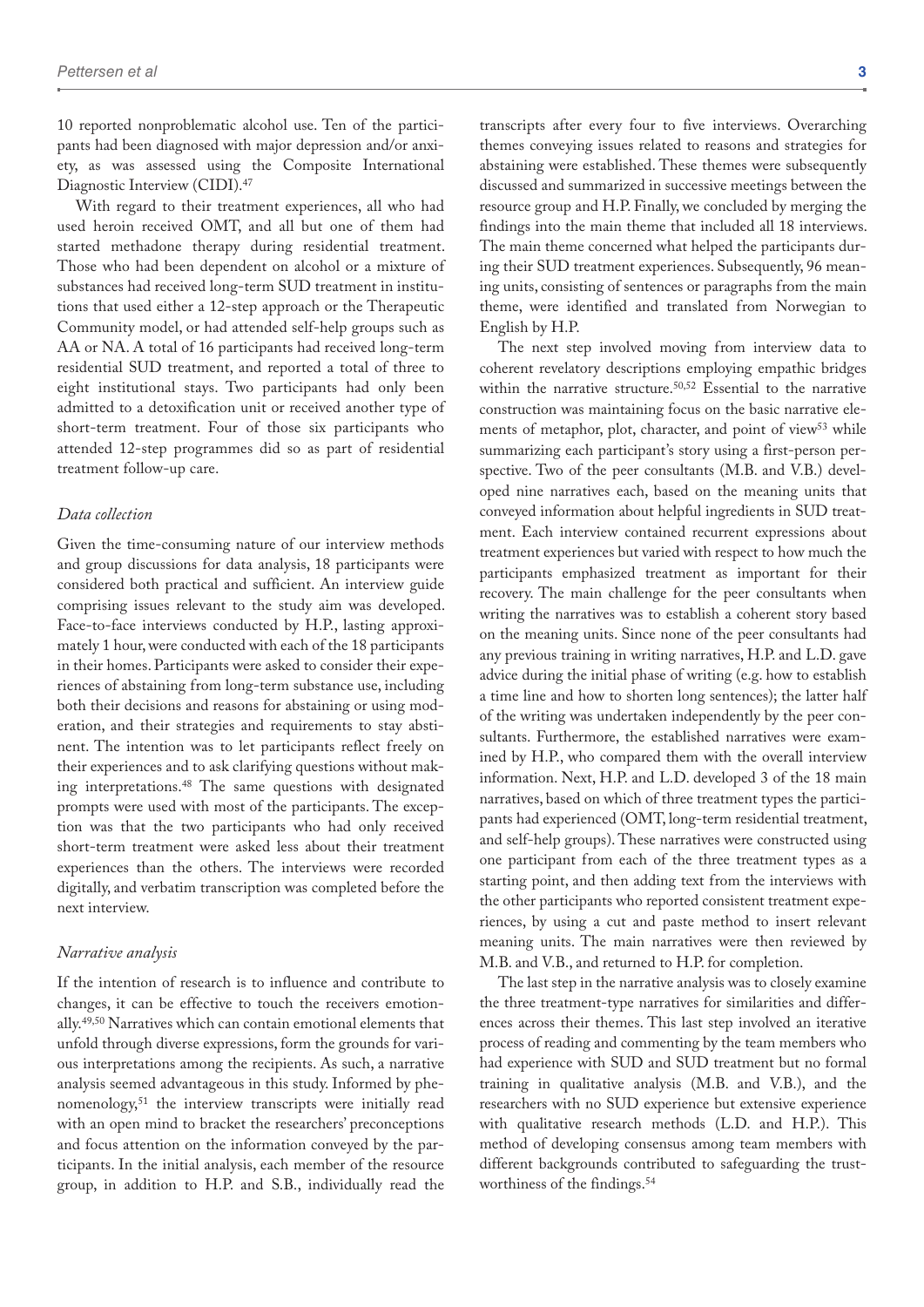10 reported nonproblematic alcohol use. Ten of the participants had been diagnosed with major depression and/or anxiety, as was assessed using the Composite International Diagnostic Interview (CIDI).[47]

With regard to their treatment experiences, all who had used heroin received OMT, and all but one of them had started methadone therapy during residential treatment. Those who had been dependent on alcohol or a mixture of substances had received long-term SUD treatment in institutions that used either a 12-step approach or the Therapeutic Community model, or had attended self-help groups such as AA or NA. A total of 16 participants had received long-term residential SUD treatment, and reported a total of three to eight institutional stays. Two participants had only been admitted to a detoxification unit or received another type of short-term treatment. Four of those six participants who attended 12-step programmes did so as part of residential treatment follow-up care.

### *Data collection*

Given the time-consuming nature of our interview methods and group discussions for data analysis, 18 participants were considered both practical and sufficient. An interview guide comprising issues relevant to the study aim was developed. Face-to-face interviews conducted by H.P., lasting approximately 1 hour, were conducted with each of the 18 participants in their homes. Participants were asked to consider their experiences of abstaining from long-term substance use, including both their decisions and reasons for abstaining or using moderation, and their strategies and requirements to stay abstinent. The intention was to let participants reflect freely on their experiences and to ask clarifying questions without making interpretations.[48] The same questions with designated prompts were used with most of the participants. The exception was that the two participants who had only received short-term treatment were asked less about their treatment experiences than the others. The interviews were recorded digitally, and verbatim transcription was completed before the next interview.

### *Narrative analysis*

If the intention of research is to influence and contribute to changes, it can be effective to touch the receivers emotionally.[49,50] Narratives which can contain emotional elements that unfold through diverse expressions, form the grounds for various interpretations among the recipients. As such, a narrative analysis seemed advantageous in this study. Informed by phenomenology,[51] the interview transcripts were initially read with an open mind to bracket the researchers' preconceptions and focus attention on the information conveyed by the participants. In the initial analysis, each member of the resource group, in addition to H.P. and S.B., individually read the transcripts after every four to five interviews. Overarching themes conveying issues related to reasons and strategies for abstaining were established. These themes were subsequently discussed and summarized in successive meetings between the resource group and H.P. Finally, we concluded by merging the findings into the main theme that included all 18 interviews. The main theme concerned what helped the participants during their SUD treatment experiences. Subsequently, 96 meaning units, consisting of sentences or paragraphs from the main theme, were identified and translated from Norwegian to English by H.P.

The next step involved moving from interview data to coherent revelatory descriptions employing empathic bridges within the narrative structure.[50,52] Essential to the narrative construction was maintaining focus on the basic narrative elements of metaphor, plot, character, and point of view[53] while summarizing each participant's story using a first-person perspective. Two of the peer consultants (M.B. and V.B.) developed nine narratives each, based on the meaning units that conveyed information about helpful ingredients in SUD treatment. Each interview contained recurrent expressions about treatment experiences but varied with respect to how much the participants emphasized treatment as important for their recovery. The main challenge for the peer consultants when writing the narratives was to establish a coherent story based on the meaning units. Since none of the peer consultants had any previous training in writing narratives, H.P. and L.D. gave advice during the initial phase of writing (e.g. how to establish a time line and how to shorten long sentences); the latter half of the writing was undertaken independently by the peer consultants. Furthermore, the established narratives were examined by H.P., who compared them with the overall interview information. Next, H.P. and L.D. developed 3 of the 18 main narratives, based on which of three treatment types the participants had experienced (OMT, long-term residential treatment, and self-help groups). These narratives were constructed using one participant from each of the three treatment types as a starting point, and then adding text from the interviews with the other participants who reported consistent treatment experiences, by using a cut and paste method to insert relevant meaning units. The main narratives were then reviewed by M.B. and V.B., and returned to H.P. for completion.

The last step in the narrative analysis was to closely examine the three treatment-type narratives for similarities and differences across their themes. This last step involved an iterative process of reading and commenting by the team members who had experience with SUD and SUD treatment but no formal training in qualitative analysis (M.B. and V.B.), and the researchers with no SUD experience but extensive experience with qualitative research methods (L.D. and H.P.). This method of developing consensus among team members with different backgrounds contributed to safeguarding the trustworthiness of the findings.[54]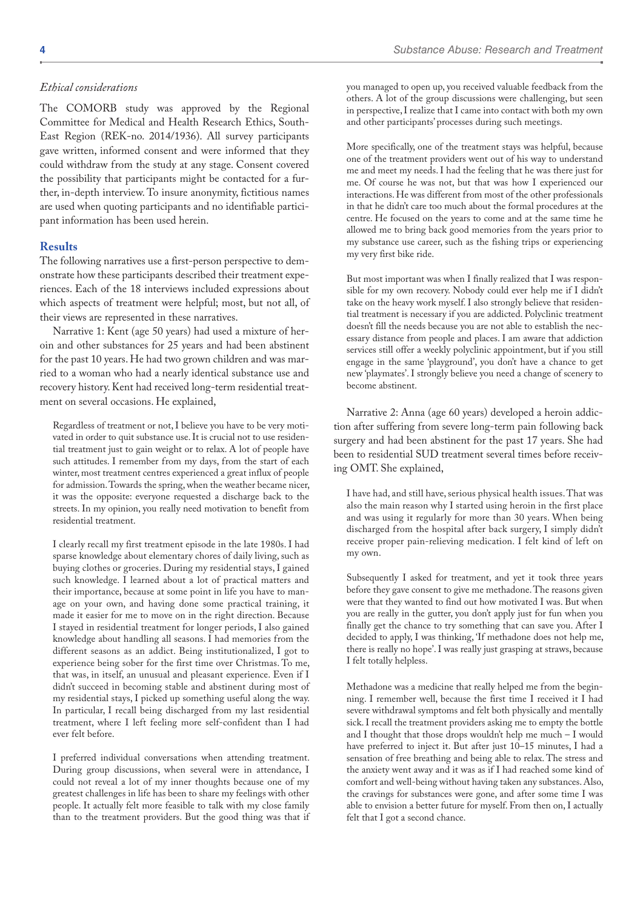### *Ethical considerations*

The COMORB study was approved by the Regional Committee for Medical and Health Research Ethics, South-East Region (REK-no. 2014/1936). All survey participants gave written, informed consent and were informed that they could withdraw from the study at any stage. Consent covered the possibility that participants might be contacted for a further, in-depth interview. To insure anonymity, fictitious names are used when quoting participants and no identifiable participant information has been used herein.

## Results

The following narratives use a first-person perspective to demonstrate how these participants described their treatment experiences. Each of the 18 interviews included expressions about which aspects of treatment were helpful; most, but not all, of their views are represented in these narratives.

Narrative 1: Kent (age 50 years) had used a mixture of heroin and other substances for 25 years and had been abstinent for the past 10 years. He had two grown children and was married to a woman who had a nearly identical substance use and recovery history. Kent had received long-term residential treatment on several occasions. He explained,

> Regardless of treatment or not, I believe you have to be very motivated in order to quit substance use. It is crucial not to use residential treatment just to gain weight or to relax. A lot of people have such attitudes. I remember from my days, from the start of each winter, most treatment centres experienced a great influx of people for admission. Towards the spring, when the weather became nicer, it was the opposite: everyone requested a discharge back to the streets. In my opinion, you really need motivation to benefit from residential treatment.
>
> I clearly recall my first treatment episode in the late 1980s. I had sparse knowledge about elementary chores of daily living, such as buying clothes or groceries. During my residential stays, I gained such knowledge. I learned about a lot of practical matters and their importance, because at some point in life you have to manage on your own, and having done some practical training, it made it easier for me to move on in the right direction. Because I stayed in residential treatment for longer periods, I also gained knowledge about handling all seasons. I had memories from the different seasons as an addict. Being institutionalized, I got to experience being sober for the first time over Christmas. To me, that was, in itself, an unusual and pleasant experience. Even if I didn't succeed in becoming stable and abstinent during most of my residential stays, I picked up something useful along the way. In particular, I recall being discharged from my last residential treatment, where I left feeling more self-confident than I had ever felt before.
>
> I preferred individual conversations when attending treatment. During group discussions, when several were in attendance, I could not reveal a lot of my inner thoughts because one of my greatest challenges in life has been to share my feelings with other people. It actually felt more feasible to talk with my close family than to the treatment providers. But the good thing was that if you managed to open up, you received valuable feedback from the others. A lot of the group discussions were challenging, but seen in perspective, I realize that I came into contact with both my own and other participants' processes during such meetings.
>
> More specifically, one of the treatment stays was helpful, because one of the treatment providers went out of his way to understand me and meet my needs. I had the feeling that he was there just for me. Of course he was not, but that was how I experienced our interactions. He was different from most of the other professionals in that he didn't care too much about the formal procedures at the centre. He focused on the years to come and at the same time he allowed me to bring back good memories from the years prior to my substance use career, such as the fishing trips or experiencing my very first bike ride.
>
> But most important was when I finally realized that I was responsible for my own recovery. Nobody could ever help me if I didn't take on the heavy work myself. I also strongly believe that residential treatment is necessary if you are addicted. Polyclinic treatment doesn't fill the needs because you are not able to establish the necessary distance from people and places. I am aware that addiction services still offer a weekly polyclinic appointment, but if you still engage in the same 'playground', you don't have a chance to get new 'playmates'. I strongly believe you need a change of scenery to become abstinent.

Narrative 2: Anna (age 60 years) developed a heroin addiction after suffering from severe long-term pain following back surgery and had been abstinent for the past 17 years. She had been to residential SUD treatment several times before receiving OMT. She explained,

> I have had, and still have, serious physical health issues. That was also the main reason why I started using heroin in the first place and was using it regularly for more than 30 years. When being discharged from the hospital after back surgery, I simply didn't receive proper pain-relieving medication. I felt kind of left on my own.
>
> Subsequently I asked for treatment, and yet it took three years before they gave consent to give me methadone. The reasons given were that they wanted to find out how motivated I was. But when you are really in the gutter, you don't apply just for fun when you finally get the chance to try something that can save you. After I decided to apply, I was thinking, 'If methadone does not help me, there is really no hope'. I was really just grasping at straws, because I felt totally helpless.
>
> Methadone was a medicine that really helped me from the beginning. I remember well, because the first time I received it I had severe withdrawal symptoms and felt both physically and mentally sick. I recall the treatment providers asking me to empty the bottle and I thought that those drops wouldn't help me much – I would have preferred to inject it. But after just 10–15 minutes, I had a sensation of free breathing and being able to relax. The stress and the anxiety went away and it was as if I had reached some kind of comfort and well-being without having taken any substances. Also, the cravings for substances were gone, and after some time I was able to envision a better future for myself. From then on, I actually felt that I got a second chance.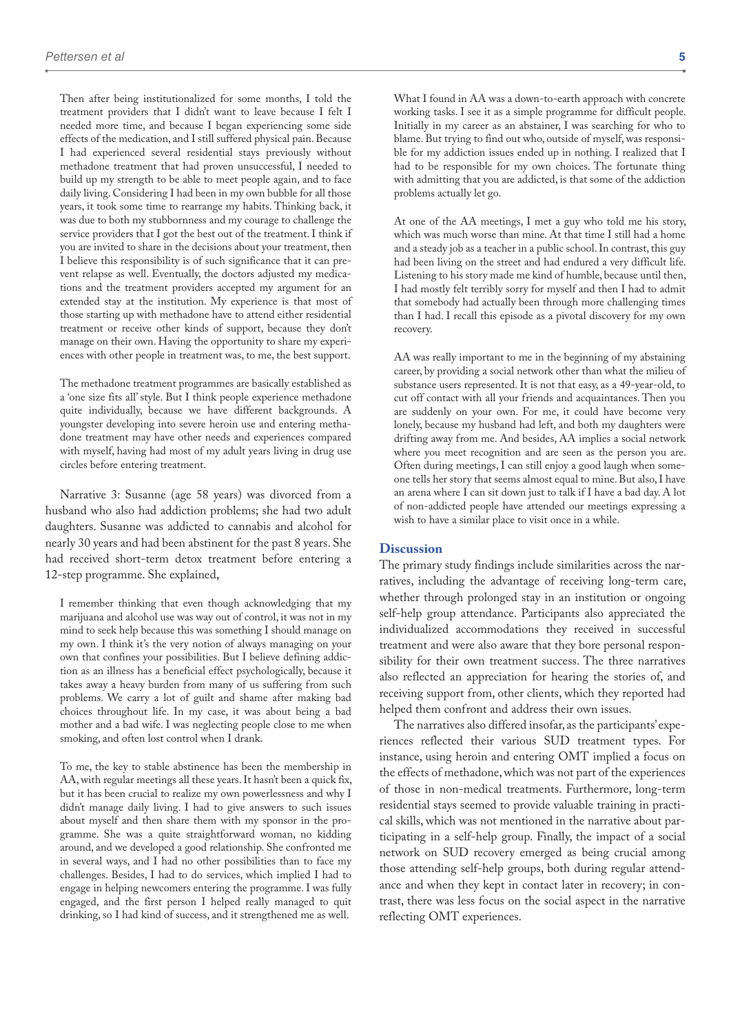Then after being institutionalized for some months, I told the treatment providers that I didn't want to leave because I felt I needed more time, and because I began experiencing some side effects of the medication, and I still suffered physical pain. Because I had experienced several residential stays previously without methadone treatment that had proven unsuccessful, I needed to build up my strength to be able to meet people again, and to face daily living. Considering I had been in my own bubble for all those years, it took some time to rearrange my habits. Thinking back, it was due to both my stubbornness and my courage to challenge the service providers that I got the best out of the treatment. I think if you are invited to share in the decisions about your treatment, then I believe this responsibility is of such significance that it can prevent relapse as well. Eventually, the doctors adjusted my medications and the treatment providers accepted my argument for an extended stay at the institution. My experience is that most of those starting up with methadone have to attend either residential treatment or receive other kinds of support, because they don't manage on their own. Having the opportunity to share my experiences with other people in treatment was, to me, the best support.

The methadone treatment programmes are basically established as a 'one size fits all' style. But I think people experience methadone quite individually, because we have different backgrounds. A youngster developing into severe heroin use and entering methadone treatment may have other needs and experiences compared with myself, having had most of my adult years living in drug use circles before entering treatment.

Narrative 3: Susanne (age 58 years) was divorced from a husband who also had addiction problems; she had two adult daughters. Susanne was addicted to cannabis and alcohol for nearly 30 years and had been abstinent for the past 8 years. She had received short-term detox treatment before entering a 12-step programme. She explained,

I remember thinking that even though acknowledging that my marijuana and alcohol use was way out of control, it was not in my mind to seek help because this was something I should manage on my own. I think it's the very notion of always managing on your own that confines your possibilities. But I believe defining addiction as an illness has a beneficial effect psychologically, because it takes away a heavy burden from many of us suffering from such problems. We carry a lot of guilt and shame after making bad choices throughout life. In my case, it was about being a bad mother and a bad wife. I was neglecting people close to me when smoking, and often lost control when I drank.

To me, the key to stable abstinence has been the membership in AA, with regular meetings all these years. It hasn't been a quick fix, but it has been crucial to realize my own powerlessness and why I didn't manage daily living. I had to give answers to such issues about myself and then share them with my sponsor in the programme. She was a quite straightforward woman, no kidding around, and we developed a good relationship. She confronted me in several ways, and I had no other possibilities than to face my challenges. Besides, I had to do services, which implied I had to engage in helping newcomers entering the programme. I was fully engaged, and the first person I helped really managed to quit drinking, so I had kind of success, and it strengthened me as well.

What I found in AA was a down-to-earth approach with concrete working tasks. I see it as a simple programme for difficult people. Initially in my career as an abstainer, I was searching for who to blame. But trying to find out who, outside of myself, was responsible for my addiction issues ended up in nothing. I realized that I had to be responsible for my own choices. The fortunate thing with admitting that you are addicted, is that some of the addiction problems actually let go.

At one of the AA meetings, I met a guy who told me his story, which was much worse than mine. At that time I still had a home and a steady job as a teacher in a public school. In contrast, this guy had been living on the street and had endured a very difficult life. Listening to his story made me kind of humble, because until then, I had mostly felt terribly sorry for myself and then I had to admit that somebody had actually been through more challenging times than I had. I recall this episode as a pivotal discovery for my own recovery.

AA was really important to me in the beginning of my abstaining career, by providing a social network other than what the milieu of substance users represented. It is not that easy, as a 49-year-old, to cut off contact with all your friends and acquaintances. Then you are suddenly on your own. For me, it could have become very lonely, because my husband had left, and both my daughters were drifting away from me. And besides, AA implies a social network where you meet recognition and are seen as the person you are. Often during meetings, I can still enjoy a good laugh when someone tells her story that seems almost equal to mine. But also, I have an arena where I can sit down just to talk if I have a bad day. A lot of non-addicted people have attended our meetings expressing a wish to have a similar place to visit once in a while.

## Discussion

The primary study findings include similarities across the narratives, including the advantage of receiving long-term care, whether through prolonged stay in an institution or ongoing self-help group attendance. Participants also appreciated the individualized accommodations they received in successful treatment and were also aware that they bore personal responsibility for their own treatment success. The three narratives also reflected an appreciation for hearing the stories of, and receiving support from, other clients, which they reported had helped them confront and address their own issues.

The narratives also differed insofar, as the participants' experiences reflected their various SUD treatment types. For instance, using heroin and entering OMT implied a focus on the effects of methadone, which was not part of the experiences of those in non-medical treatments. Furthermore, long-term residential stays seemed to provide valuable training in practical skills, which was not mentioned in the narrative about participating in a self-help group. Finally, the impact of a social network on SUD recovery emerged as being crucial among those attending self-help groups, both during regular attendance and when they kept in contact later in recovery; in contrast, there was less focus on the social aspect in the narrative reflecting OMT experiences.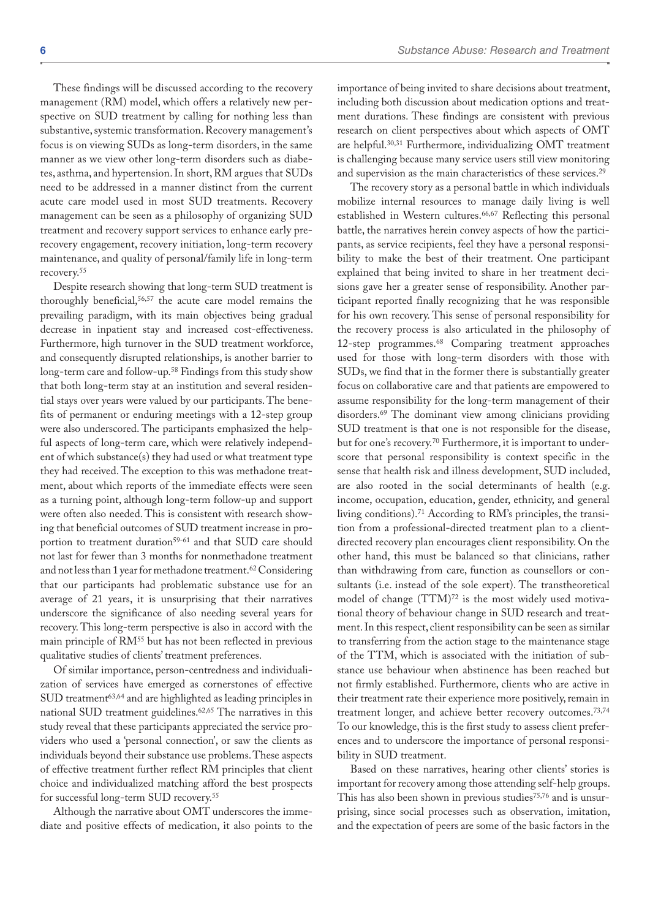These findings will be discussed according to the recovery management (RM) model, which offers a relatively new perspective on SUD treatment by calling for nothing less than substantive, systemic transformation. Recovery management's focus is on viewing SUDs as long-term disorders, in the same manner as we view other long-term disorders such as diabetes, asthma, and hypertension. In short, RM argues that SUDs need to be addressed in a manner distinct from the current acute care model used in most SUD treatments. Recovery management can be seen as a philosophy of organizing SUD treatment and recovery support services to enhance early pre-recovery engagement, recovery initiation, long-term recovery maintenance, and quality of personal/family life in long-term recovery.[55]

Despite research showing that long-term SUD treatment is thoroughly beneficial,[56,57] the acute care model remains the prevailing paradigm, with its main objectives being gradual decrease in inpatient stay and increased cost-effectiveness. Furthermore, high turnover in the SUD treatment workforce, and consequently disrupted relationships, is another barrier to long-term care and follow-up.[58] Findings from this study show that both long-term stay at an institution and several residential stays over years were valued by our participants. The benefits of permanent or enduring meetings with a 12-step group were also underscored. The participants emphasized the helpful aspects of long-term care, which were relatively independent of which substance(s) they had used or what treatment type they had received. The exception to this was methadone treatment, about which reports of the immediate effects were seen as a turning point, although long-term follow-up and support were often also needed. This is consistent with research showing that beneficial outcomes of SUD treatment increase in proportion to treatment duration[59-61] and that SUD care should not last for fewer than 3 months for nonmethadone treatment and not less than 1 year for methadone treatment.[62] Considering that our participants had problematic substance use for an average of 21 years, it is unsurprising that their narratives underscore the significance of also needing several years for recovery. This long-term perspective is also in accord with the main principle of RM[55] but has not been reflected in previous qualitative studies of clients' treatment preferences.

Of similar importance, person-centredness and individualization of services have emerged as cornerstones of effective SUD treatment[63,64] and are highlighted as leading principles in national SUD treatment guidelines.[62,65] The narratives in this study reveal that these participants appreciated the service providers who used a 'personal connection', or saw the clients as individuals beyond their substance use problems. These aspects of effective treatment further reflect RM principles that client choice and individualized matching afford the best prospects for successful long-term SUD recovery.[55]

Although the narrative about OMT underscores the immediate and positive effects of medication, it also points to the importance of being invited to share decisions about treatment, including both discussion about medication options and treatment durations. These findings are consistent with previous research on client perspectives about which aspects of OMT are helpful.[30,31] Furthermore, individualizing OMT treatment is challenging because many service users still view monitoring and supervision as the main characteristics of these services.[29]

The recovery story as a personal battle in which individuals mobilize internal resources to manage daily living is well established in Western cultures.[66,67] Reflecting this personal battle, the narratives herein convey aspects of how the participants, as service recipients, feel they have a personal responsibility to make the best of their treatment. One participant explained that being invited to share in her treatment decisions gave her a greater sense of responsibility. Another participant reported finally recognizing that he was responsible for his own recovery. This sense of personal responsibility for the recovery process is also articulated in the philosophy of 12-step programmes.[68] Comparing treatment approaches used for those with long-term disorders with those with SUDs, we find that in the former there is substantially greater focus on collaborative care and that patients are empowered to assume responsibility for the long-term management of their disorders.[69] The dominant view among clinicians providing SUD treatment is that one is not responsible for the disease, but for one's recovery.[70] Furthermore, it is important to underscore that personal responsibility is context specific in the sense that health risk and illness development, SUD included, are also rooted in the social determinants of health (e.g. income, occupation, education, gender, ethnicity, and general living conditions).[71] According to RM's principles, the transition from a professional-directed treatment plan to a client-directed recovery plan encourages client responsibility. On the other hand, this must be balanced so that clinicians, rather than withdrawing from care, function as counsellors or consultants (i.e. instead of the sole expert). The transtheoretical model of change (TTM)[72] is the most widely used motivational theory of behaviour change in SUD research and treatment. In this respect, client responsibility can be seen as similar to transferring from the action stage to the maintenance stage of the TTM, which is associated with the initiation of substance use behaviour when abstinence has been reached but not firmly established. Furthermore, clients who are active in their treatment rate their experience more positively, remain in treatment longer, and achieve better recovery outcomes.[73,74] To our knowledge, this is the first study to assess client preferences and to underscore the importance of personal responsibility in SUD treatment.

Based on these narratives, hearing other clients' stories is important for recovery among those attending self-help groups. This has also been shown in previous studies[75,76] and is unsurprising, since social processes such as observation, imitation, and the expectation of peers are some of the basic factors in the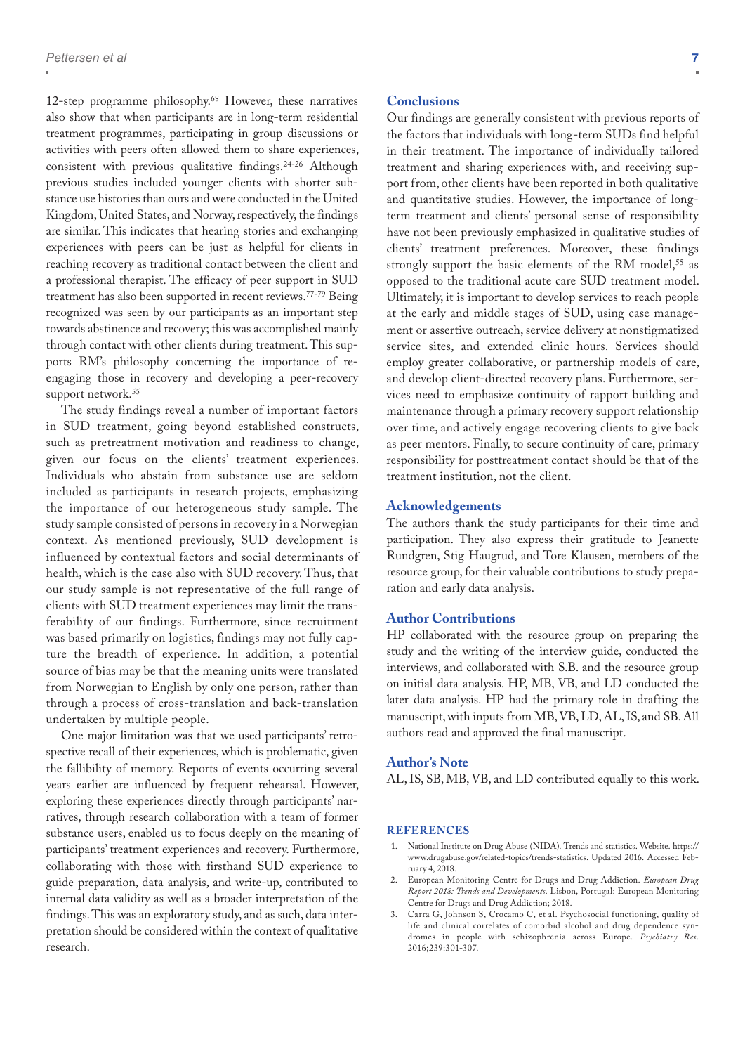12-step programme philosophy.[68] However, these narratives also show that when participants are in long-term residential treatment programmes, participating in group discussions or activities with peers often allowed them to share experiences, consistent with previous qualitative findings.[24-26] Although previous studies included younger clients with shorter substance use histories than ours and were conducted in the United Kingdom, United States, and Norway, respectively, the findings are similar. This indicates that hearing stories and exchanging experiences with peers can be just as helpful for clients in reaching recovery as traditional contact between the client and a professional therapist. The efficacy of peer support in SUD treatment has also been supported in recent reviews.[77-79] Being recognized was seen by our participants as an important step towards abstinence and recovery; this was accomplished mainly through contact with other clients during treatment. This supports RM's philosophy concerning the importance of re-engaging those in recovery and developing a peer-recovery support network.[55]

The study findings reveal a number of important factors in SUD treatment, going beyond established constructs, such as pretreatment motivation and readiness to change, given our focus on the clients' treatment experiences. Individuals who abstain from substance use are seldom included as participants in research projects, emphasizing the importance of our heterogeneous study sample. The study sample consisted of persons in recovery in a Norwegian context. As mentioned previously, SUD development is influenced by contextual factors and social determinants of health, which is the case also with SUD recovery. Thus, that our study sample is not representative of the full range of clients with SUD treatment experiences may limit the transferability of our findings. Furthermore, since recruitment was based primarily on logistics, findings may not fully capture the breadth of experience. In addition, a potential source of bias may be that the meaning units were translated from Norwegian to English by only one person, rather than through a process of cross-translation and back-translation undertaken by multiple people.

One major limitation was that we used participants' retrospective recall of their experiences, which is problematic, given the fallibility of memory. Reports of events occurring several years earlier are influenced by frequent rehearsal. However, exploring these experiences directly through participants' narratives, through research collaboration with a team of former substance users, enabled us to focus deeply on the meaning of participants' treatment experiences and recovery. Furthermore, collaborating with those with firsthand SUD experience to guide preparation, data analysis, and write-up, contributed to internal data validity as well as a broader interpretation of the findings. This was an exploratory study, and as such, data interpretation should be considered within the context of qualitative research.

## Conclusions

Our findings are generally consistent with previous reports of the factors that individuals with long-term SUDs find helpful in their treatment. The importance of individually tailored treatment and sharing experiences with, and receiving support from, other clients have been reported in both qualitative and quantitative studies. However, the importance of long-term treatment and clients' personal sense of responsibility have not been previously emphasized in qualitative studies of clients' treatment preferences. Moreover, these findings strongly support the basic elements of the RM model,[55] as opposed to the traditional acute care SUD treatment model. Ultimately, it is important to develop services to reach people at the early and middle stages of SUD, using case management or assertive outreach, service delivery at nonstigmatized service sites, and extended clinic hours. Services should employ greater collaborative, or partnership models of care, and develop client-directed recovery plans. Furthermore, services need to emphasize continuity of rapport building and maintenance through a primary recovery support relationship over time, and actively engage recovering clients to give back as peer mentors. Finally, to secure continuity of care, primary responsibility for posttreatment contact should be that of the treatment institution, not the client.

## Acknowledgements

The authors thank the study participants for their time and participation. They also express their gratitude to Jeanette Rundgren, Stig Haugrud, and Tore Klausen, members of the resource group, for their valuable contributions to study preparation and early data analysis.

## Author Contributions

HP collaborated with the resource group on preparing the study and the writing of the interview guide, conducted the interviews, and collaborated with S.B. and the resource group on initial data analysis. HP, MB, VB, and LD conducted the later data analysis. HP had the primary role in drafting the manuscript, with inputs from MB, VB, LD, AL, IS, and SB. All authors read and approved the final manuscript.

## Author's Note

AL, IS, SB, MB, VB, and LD contributed equally to this work.

## REFERENCES

1. National Institute on Drug Abuse (NIDA). Trends and statistics. Website. https://www.drugabuse.gov/related-topics/trends-statistics. Updated 2016. Accessed February 4, 2018.
2. European Monitoring Centre for Drugs and Drug Addiction. *European Drug Report 2018: Trends and Developments*. Lisbon, Portugal: European Monitoring Centre for Drugs and Drug Addiction; 2018.
3. Carra G, Johnson S, Crocamo C, et al. Psychosocial functioning, quality of life and clinical correlates of comorbid alcohol and drug dependence syndromes in people with schizophrenia across Europe. *Psychiatry Res*. 2016;239:301-307.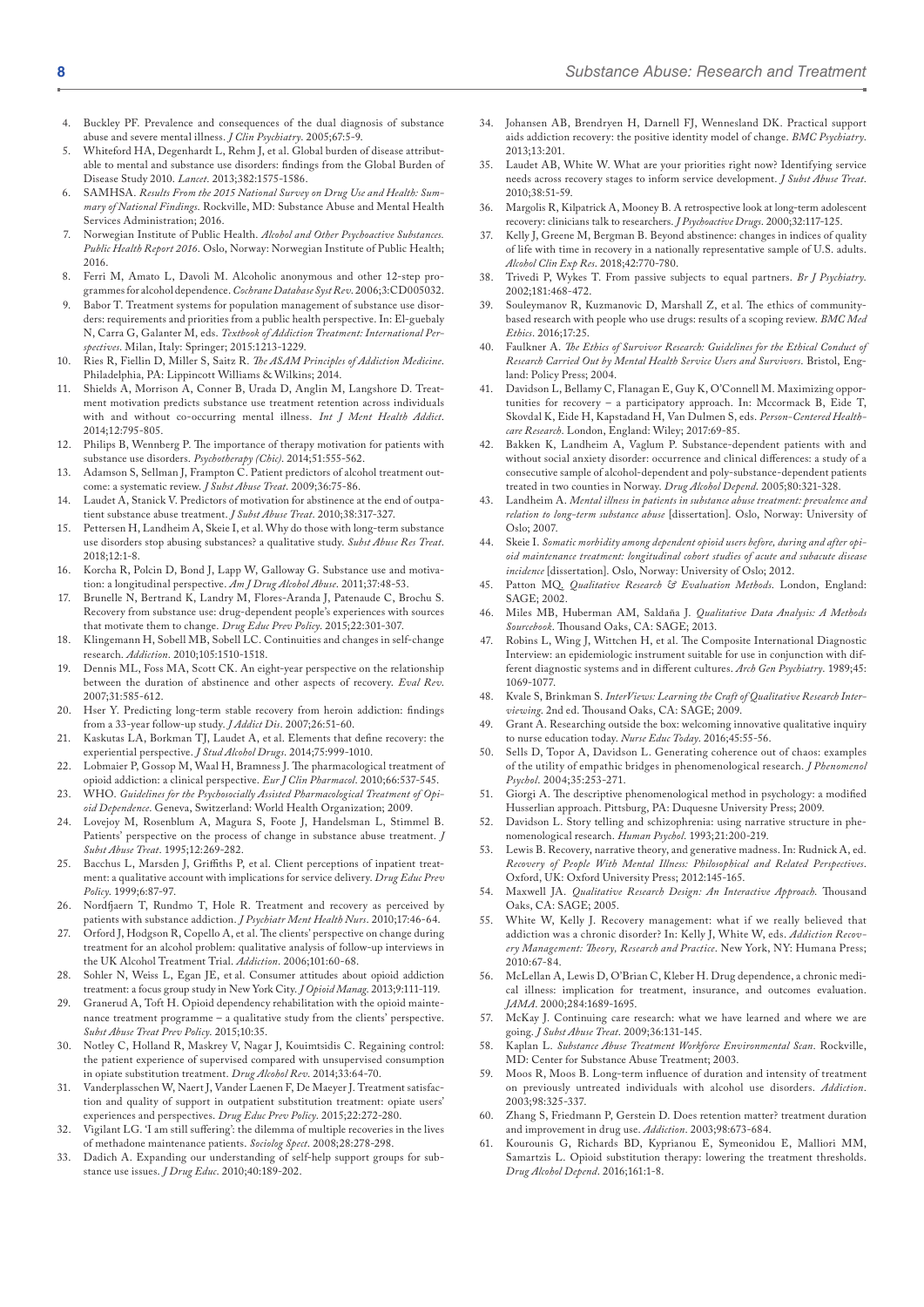4. Buckley PF. Prevalence and consequences of the dual diagnosis of substance abuse and severe mental illness. *J Clin Psychiatry*. 2005;67:5-9.
5. Whiteford HA, Degenhardt L, Rehm J, et al. Global burden of disease attributable to mental and substance use disorders: findings from the Global Burden of Disease Study 2010. *Lancet*. 2013;382:1575-1586.
6. SAMHSA. *Results From the 2015 National Survey on Drug Use and Health: Summary of National Findings*. Rockville, MD: Substance Abuse and Mental Health Services Administration; 2016.
7. Norwegian Institute of Public Health. *Alcohol and Other Psychoactive Substances. Public Health Report 2016*. Oslo, Norway: Norwegian Institute of Public Health; 2016.
8. Ferri M, Amato L, Davoli M. Alcoholic anonymous and other 12-step programmes for alcohol dependence. *Cochrane Database Syst Rev*. 2006;3:CD005032.
9. Babor T. Treatment systems for population management of substance use disorders: requirements and priorities from a public health perspective. In: El-guebaly N, Carra G, Galanter M, eds. *Textbook of Addiction Treatment: International Perspectives*. Milan, Italy: Springer; 2015:1213-1229.
10. Ries R, Fiellin D, Miller S, Saitz R. *The ASAM Principles of Addiction Medicine*. Philadelphia, PA: Lippincott Williams & Wilkins; 2014.
11. Shields A, Morrison A, Conner B, Urada D, Anglin M, Langshore D. Treatment motivation predicts substance use treatment retention across individuals with and without co-occurring mental illness. *Int J Ment Health Addict*. 2014;12:795-805.
12. Philips B, Wennberg P. The importance of therapy motivation for patients with substance use disorders. *Psychotherapy (Chic)*. 2014;51:555-562.
13. Adamson S, Sellman J, Frampton C. Patient predictors of alcohol treatment outcome: a systematic review. *J Subst Abuse Treat*. 2009;36:75-86.
14. Laudet A, Stanick V. Predictors of motivation for abstinence at the end of outpatient substance abuse treatment. *J Subst Abuse Treat*. 2010;38:317-327.
15. Pettersen H, Landheim A, Skeie I, et al. Why do those with long-term substance use disorders stop abusing substances? a qualitative study. *Subst Abuse Res Treat*. 2018;12:1-8.
16. Korcha R, Polcin D, Bond J, Lapp W, Galloway G. Substance use and motivation: a longitudinal perspective. *Am J Drug Alcohol Abuse*. 2011;37:48-53.
17. Brunelle N, Bertrand K, Landry M, Flores-Aranda J, Patenaude C, Brochu S. Recovery from substance use: drug-dependent people's experiences with sources that motivate them to change. *Drug Educ Prev Policy*. 2015;22:301-307.
18. Klingemann H, Sobell MB, Sobell LC. Continuities and changes in self-change research. *Addiction*. 2010;105:1510-1518.
19. Dennis ML, Foss MA, Scott CK. An eight-year perspective on the relationship between the duration of abstinence and other aspects of recovery. *Eval Rev*. 2007;31:585-612.
20. Hser Y. Predicting long-term stable recovery from heroin addiction: findings from a 33-year follow-up study. *J Addict Dis*. 2007;26:51-60.
21. Kaskutas LA, Borkman TJ, Laudet A, et al. Elements that define recovery: the experiential perspective. *J Stud Alcohol Drugs*. 2014;75:999-1010.
22. Lobmaier P, Gossop M, Waal H, Bramness J. The pharmacological treatment of opioid addiction: a clinical perspective. *Eur J Clin Pharmacol*. 2010;66:537-545.
23. WHO. *Guidelines for the Psychosocially Assisted Pharmacological Treatment of Opioid Dependence*. Geneva, Switzerland: World Health Organization; 2009.
24. Lovejoy M, Rosenblum A, Magura S, Foote J, Handelsman L, Stimmel B. Patients' perspective on the process of change in substance abuse treatment. *J Subst Abuse Treat*. 1995;12:269-282.
25. Bacchus L, Marsden J, Griffiths P, et al. Client perceptions of inpatient treatment: a qualitative account with implications for service delivery. *Drug Educ Prev Policy*. 1999;6:87-97.
26. Nordfjaern T, Rundmo T, Hole R. Treatment and recovery as perceived by patients with substance addiction. *J Psychiatr Ment Health Nurs*. 2010;17:46-64.
27. Orford J, Hodgson R, Copello A, et al. The clients' perspective on change during treatment for an alcohol problem: qualitative analysis of follow-up interviews in the UK Alcohol Treatment Trial. *Addiction*. 2006;101:60-68.
28. Sohler N, Weiss L, Egan JE, et al. Consumer attitudes about opioid addiction treatment: a focus group study in New York City. *J Opioid Manag*. 2013;9:111-119.
29. Granerud A, Toft H. Opioid dependency rehabilitation with the opioid maintenance treatment programme – a qualitative study from the clients' perspective. *Subst Abuse Treat Prev Policy*. 2015;10:35.
30. Notley C, Holland R, Maskrey V, Nagar J, Kouimtsidis C. Regaining control: the patient experience of supervised compared with unsupervised consumption in opiate substitution treatment. *Drug Alcohol Rev*. 2014;33:64-70.
31. Vanderplasschen W, Naert J, Vander Laenen F, De Maeyer J. Treatment satisfaction and quality of support in outpatient substitution treatment: opiate users' experiences and perspectives. *Drug Educ Prev Policy*. 2015;22:272-280.
32. Vigilant LG. 'I am still suffering': the dilemma of multiple recoveries in the lives of methadone maintenance patients. *Sociolog Spect*. 2008;28:278-298.
33. Dadich A. Expanding our understanding of self-help support groups for substance use issues. *J Drug Educ*. 2010;40:189-202.
34. Johansen AB, Brendryen H, Darnell FJ, Wennesland DK. Practical support aids addiction recovery: the positive identity model of change. *BMC Psychiatry*. 2013;13:201.
35. Laudet AB, White W. What are your priorities right now? Identifying service needs across recovery stages to inform service development. *J Subst Abuse Treat*. 2010;38:51-59.
36. Margolis R, Kilpatrick A, Mooney B. A retrospective look at long-term adolescent recovery: clinicians talk to researchers. *J Psychoactive Drugs*. 2000;32:117-125.
37. Kelly J, Greene M, Bergman B. Beyond abstinence: changes in indices of quality of life with time in recovery in a nationally representative sample of U.S. adults. *Alcohol Clin Exp Res*. 2018;42:770-780.
38. Trivedi P, Wykes T. From passive subjects to equal partners. *Br J Psychiatry*. 2002;181:468-472.
39. Souleymanov R, Kuzmanovic D, Marshall Z, et al. The ethics of community-based research with people who use drugs: results of a scoping review. *BMC Med Ethics*. 2016;17:25.
40. Faulkner A. *The Ethics of Survivor Research: Guidelines for the Ethical Conduct of Research Carried Out by Mental Health Service Users and Survivors*. Bristol, England: Policy Press; 2004.
41. Davidson L, Bellamy C, Flanagan E, Guy K, O'Connell M. Maximizing opportunities for recovery – a participatory approach. In: Mccormack B, Eide T, Skovdal K, Eide H, Kapstadand H, Van Dulmen S, eds. *Person-Centered Healthcare Research*. London, England: Wiley; 2017:69-85.
42. Bakken K, Landheim A, Vaglum P. Substance-dependent patients with and without social anxiety disorder: occurrence and clinical differences: a study of a consecutive sample of alcohol-dependent and poly-substance-dependent patients treated in two counties in Norway. *Drug Alcohol Depend*. 2005;80:321-328.
43. Landheim A. *Mental illness in patients in substance abuse treatment: prevalence and relation to long-term substance abuse* [dissertation]. Oslo, Norway: University of Oslo; 2007.
44. Skeie I. *Somatic morbidity among dependent opioid users before, during and after opioid maintenance treatment: longitudinal cohort studies of acute and subacute disease incidence* [dissertation]. Oslo, Norway: University of Oslo; 2012.
45. Patton MQ. *Qualitative Research & Evaluation Methods*. London, England: SAGE; 2002.
46. Miles MB, Huberman AM, Saldaña J. *Qualitative Data Analysis: A Methods Sourcebook*. Thousand Oaks, CA: SAGE; 2013.
47. Robins L, Wing J, Wittchen H, et al. The Composite International Diagnostic Interview: an epidemiologic instrument suitable for use in conjunction with different diagnostic systems and in different cultures. *Arch Gen Psychiatry*. 1989;45:1069-1077.
48. Kvale S, Brinkman S. *InterViews: Learning the Craft of Qualitative Research Interviewing*. 2nd ed. Thousand Oaks, CA: SAGE; 2009.
49. Grant A. Researching outside the box: welcoming innovative qualitative inquiry to nurse education today. *Nurse Educ Today*. 2016;45:55-56.
50. Sells D, Topor A, Davidson L. Generating coherence out of chaos: examples of the utility of empathic bridges in phenomenological research. *J Phenomenol Psychol*. 2004;35:253-271.
51. Giorgi A. The descriptive phenomenological method in psychology: a modified Husserlian approach. Pittsburg, PA: Duquesne University Press; 2009.
52. Davidson L. Story telling and schizophrenia: using narrative structure in phenomenological research. *Human Psychol*. 1993;21:200-219.
53. Lewis B. Recovery, narrative theory, and generative madness. In: Rudnick A, ed. *Recovery of People With Mental Illness: Philosophical and Related Perspectives*. Oxford, UK: Oxford University Press; 2012:145-165.
54. Maxwell JA. *Qualitative Research Design: An Interactive Approach*. Thousand Oaks, CA: SAGE; 2005.
55. White W, Kelly J. Recovery management: what if we really believed that addiction was a chronic disorder? In: Kelly J, White W, eds. *Addiction Recovery Management: Theory, Research and Practice*. New York, NY: Humana Press; 2010:67-84.
56. McLellan A, Lewis D, O'Brian C, Kleber H. Drug dependence, a chronic medical illness: implication for treatment, insurance, and outcomes evaluation. *JAMA*. 2000;284:1689-1695.
57. McKay J. Continuing care research: what we have learned and where we are going. *J Subst Abuse Treat*. 2009;36:131-145.
58. Kaplan L. *Substance Abuse Treatment Workforce Environmental Scan*. Rockville, MD: Center for Substance Abuse Treatment; 2003.
59. Moos R, Moos B. Long-term influence of duration and intensity of treatment on previously untreated individuals with alcohol use disorders. *Addiction*. 2003;98:325-337.
60. Zhang S, Friedmann P, Gerstein D. Does retention matter? treatment duration and improvement in drug use. *Addiction*. 2003;98:673-684.
61. Kourounis G, Richards BD, Kyprianou E, Symeonidou E, Malliori MM, Samartzis L. Opioid substitution therapy: lowering the treatment thresholds. *Drug Alcohol Depend*. 2016;161:1-8.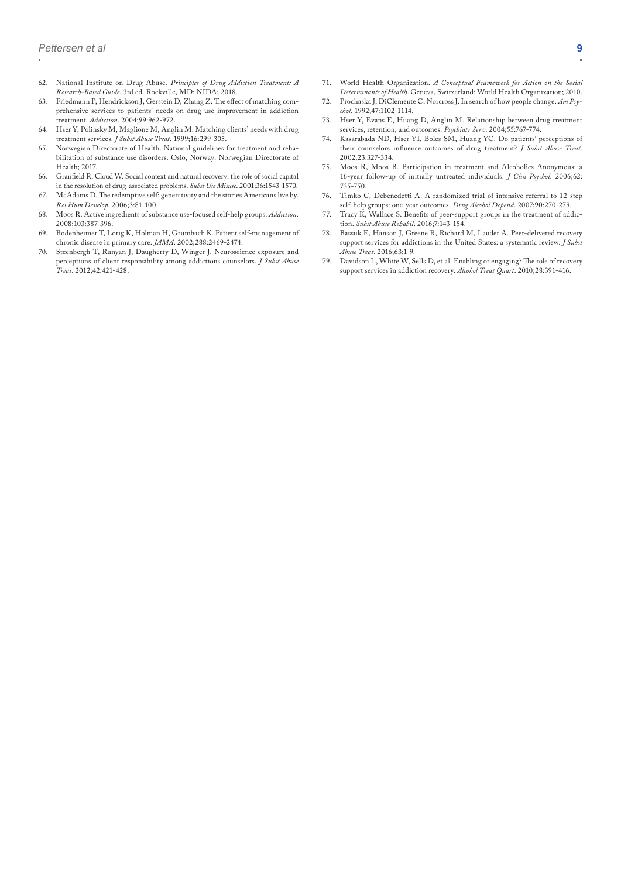62. National Institute on Drug Abuse. *Principles of Drug Addiction Treatment: A Research-Based Guide*. 3rd ed. Rockville, MD: NIDA; 2018.
63. Friedmann P, Hendrickson J, Gerstein D, Zhang Z. The effect of matching comprehensive services to patients' needs on drug use improvement in addiction treatment. *Addiction*. 2004;99:962-972.
64. Hser Y, Polinsky M, Maglione M, Anglin M. Matching clients' needs with drug treatment services. *J Subst Abuse Treat*. 1999;16:299-305.
65. Norwegian Directorate of Health. National guidelines for treatment and rehabilitation of substance use disorders. Oslo, Norway: Norwegian Directorate of Health; 2017.
66. Granfield R, Cloud W. Social context and natural recovery: the role of social capital in the resolution of drug-associated problems. *Subst Use Misuse*. 2001;36:1543-1570.
67. McAdams D. The redemptive self: generativity and the stories Americans live by. *Res Hum Develop*. 2006;3:81-100.
68. Moos R. Active ingredients of substance use-focused self-help groups. *Addiction*. 2008;103:387-396.
69. Bodenheimer T, Lorig K, Holman H, Grumbach K. Patient self-management of chronic disease in primary care. *JAMA*. 2002;288:2469-2474.
70. Steenbergh T, Runyan J, Daugherty D, Winger J. Neuroscience exposure and perceptions of client responsibility among addictions counselors. *J Subst Abuse Treat*. 2012;42:421-428.
71. World Health Organization. *A Conceptual Framework for Action on the Social Determinants of Health*. Geneva, Switzerland: World Health Organization; 2010.
72. Prochaska J, DiClemente C, Norcross J. In search of how people change. *Am Psychol*. 1992;47:1102-1114.
73. Hser Y, Evans E, Huang D, Anglin M. Relationship between drug treatment services, retention, and outcomes. *Psychiatr Serv*. 2004;55:767-774.
74. Kasarabada ND, Hser YI, Boles SM, Huang YC. Do patients' perceptions of their counselors influence outcomes of drug treatment? *J Subst Abuse Treat*. 2002;23:327-334.
75. Moos R, Moos B. Participation in treatment and Alcoholics Anonymous: a 16-year follow-up of initially untreated individuals. *J Clin Psychol*. 2006;62:735-750.
76. Timko C, Debenedetti A. A randomized trial of intensive referral to 12-step self-help groups: one-year outcomes. *Drug Alcohol Depend*. 2007;90:270-279.
77. Tracy K, Wallace S. Benefits of peer-support groups in the treatment of addiction. *Subst Abuse Rehabil*. 2016;7:143-154.
78. Bassuk E, Hanson J, Greene R, Richard M, Laudet A. Peer-delivered recovery support services for addictions in the United States: a systematic review. *J Subst Abuse Treat*. 2016;63:1-9.
79. Davidson L, White W, Sells D, et al. Enabling or engaging? The role of recovery support services in addiction recovery. *Alcohol Treat Quart*. 2010;28:391-416.